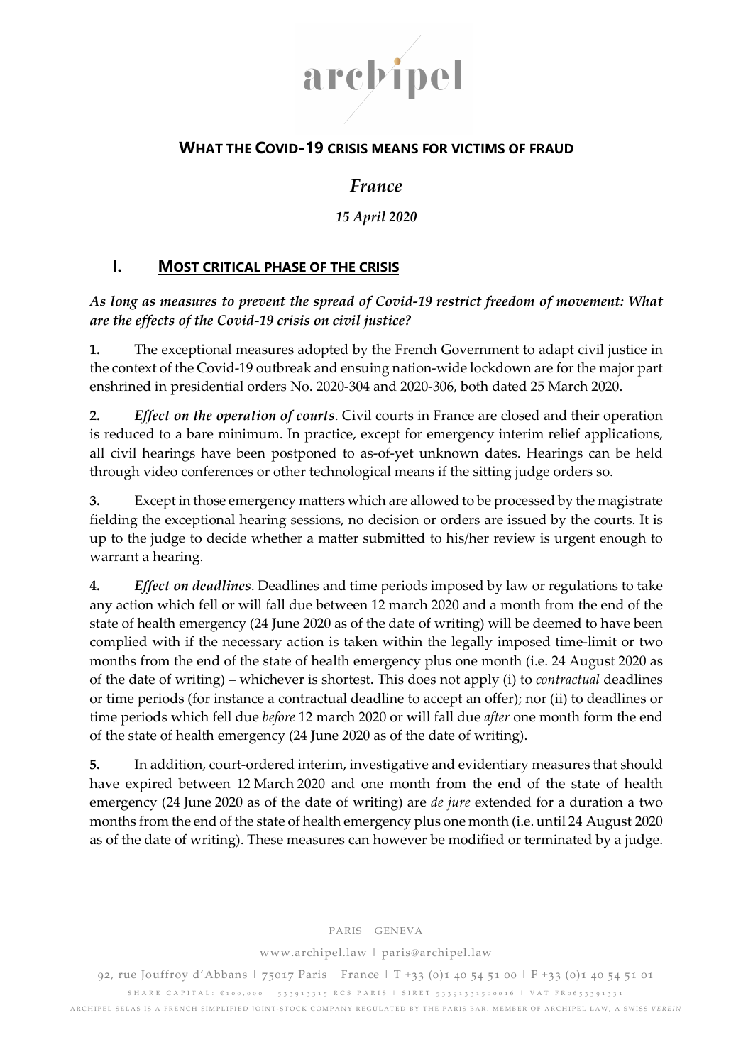archipel

# WHAT THE COVID-19 CRISIS MEANS FOR VICTIMS OF FRAUD

*France*

*15 April 2020*

## I. MOST CRITICAL PHASE OF THE CRISIS

***As long as measures to prevent the spread of Covid-19 restrict freedom of movement: What are the effects of the Covid-19 crisis on civil justice?***

**1.** The exceptional measures adopted by the French Government to adapt civil justice in the context of the Covid-19 outbreak and ensuing nation-wide lockdown are for the major part enshrined in presidential orders No. 2020-304 and 2020-306, both dated 25 March 2020.

**2.** ***Effect on the operation of courts***. Civil courts in France are closed and their operation is reduced to a bare minimum. In practice, except for emergency interim relief applications, all civil hearings have been postponed to as-of-yet unknown dates. Hearings can be held through video conferences or other technological means if the sitting judge orders so.

**3.** Except in those emergency matters which are allowed to be processed by the magistrate fielding the exceptional hearing sessions, no decision or orders are issued by the courts. It is up to the judge to decide whether a matter submitted to his/her review is urgent enough to warrant a hearing.

**4.** ***Effect on deadlines***. Deadlines and time periods imposed by law or regulations to take any action which fell or will fall due between 12 march 2020 and a month from the end of the state of health emergency (24 June 2020 as of the date of writing) will be deemed to have been complied with if the necessary action is taken within the legally imposed time-limit or two months from the end of the state of health emergency plus one month (i.e. 24 August 2020 as of the date of writing) – whichever is shortest. This does not apply (i) to *contractual* deadlines or time periods (for instance a contractual deadline to accept an offer); nor (ii) to deadlines or time periods which fell due *before* 12 march 2020 or will fall due *after* one month form the end of the state of health emergency (24 June 2020 as of the date of writing).

**5.** In addition, court-ordered interim, investigative and evidentiary measures that should have expired between 12 March 2020 and one month from the end of the state of health emergency (24 June 2020 as of the date of writing) are *de jure* extended for a duration a two months from the end of the state of health emergency plus one month (i.e. until 24 August 2020 as of the date of writing). These measures can however be modified or terminated by a judge.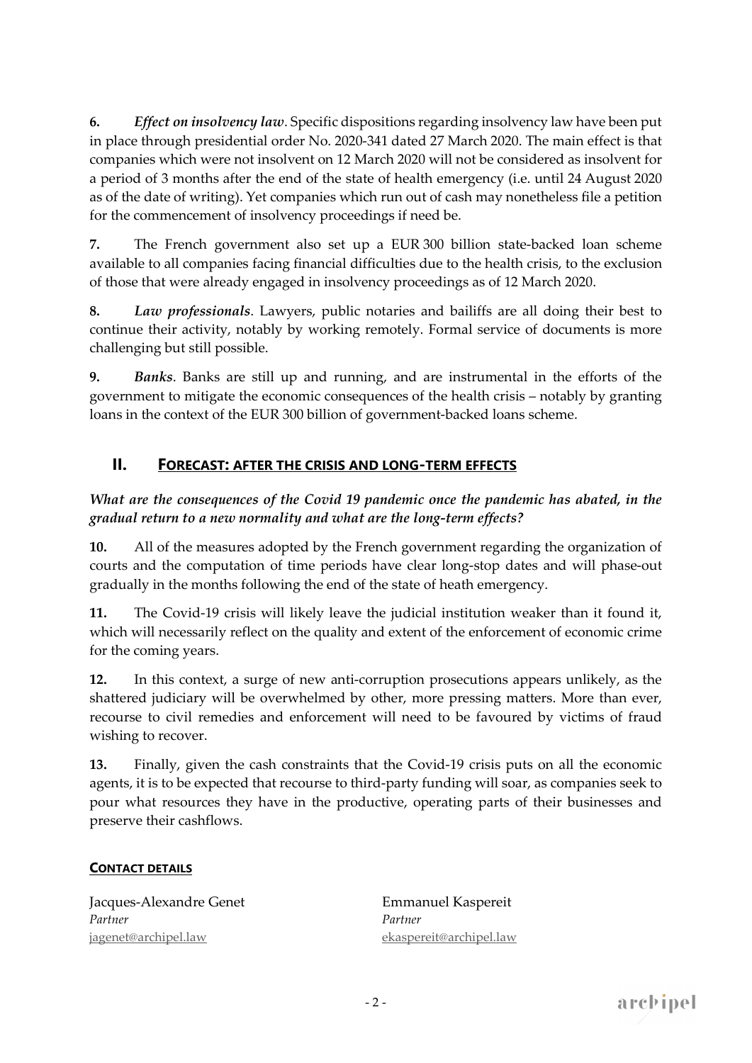**6.** ***Effect on insolvency law***. Specific dispositions regarding insolvency law have been put in place through presidential order No. 2020-341 dated 27 March 2020. The main effect is that companies which were not insolvent on 12 March 2020 will not be considered as insolvent for a period of 3 months after the end of the state of health emergency (i.e. until 24 August 2020 as of the date of writing). Yet companies which run out of cash may nonetheless file a petition for the commencement of insolvency proceedings if need be.

**7.** The French government also set up a EUR 300 billion state-backed loan scheme available to all companies facing financial difficulties due to the health crisis, to the exclusion of those that were already engaged in insolvency proceedings as of 12 March 2020.

**8.** ***Law professionals***. Lawyers, public notaries and bailiffs are all doing their best to continue their activity, notably by working remotely. Formal service of documents is more challenging but still possible.

**9.** ***Banks***. Banks are still up and running, and are instrumental in the efforts of the government to mitigate the economic consequences of the health crisis – notably by granting loans in the context of the EUR 300 billion of government-backed loans scheme.

## II. FORECAST: AFTER THE CRISIS AND LONG-TERM EFFECTS

***What are the consequences of the Covid 19 pandemic once the pandemic has abated, in the gradual return to a new normality and what are the long-term effects?***

**10.** All of the measures adopted by the French government regarding the organization of courts and the computation of time periods have clear long-stop dates and will phase-out gradually in the months following the end of the state of heath emergency.

**11.** The Covid-19 crisis will likely leave the judicial institution weaker than it found it, which will necessarily reflect on the quality and extent of the enforcement of economic crime for the coming years.

**12.** In this context, a surge of new anti-corruption prosecutions appears unlikely, as the shattered judiciary will be overwhelmed by other, more pressing matters. More than ever, recourse to civil remedies and enforcement will need to be favoured by victims of fraud wishing to recover.

**13.** Finally, given the cash constraints that the Covid-19 crisis puts on all the economic agents, it is to be expected that recourse to third-party funding will soar, as companies seek to pour what resources they have in the productive, operating parts of their businesses and preserve their cashflows.

**CONTACT DETAILS**

Jacques-Alexandre Genet
*Partner*
jagenet@archipel.law

Emmanuel Kaspereit
*Partner*
ekaspereit@archipel.law